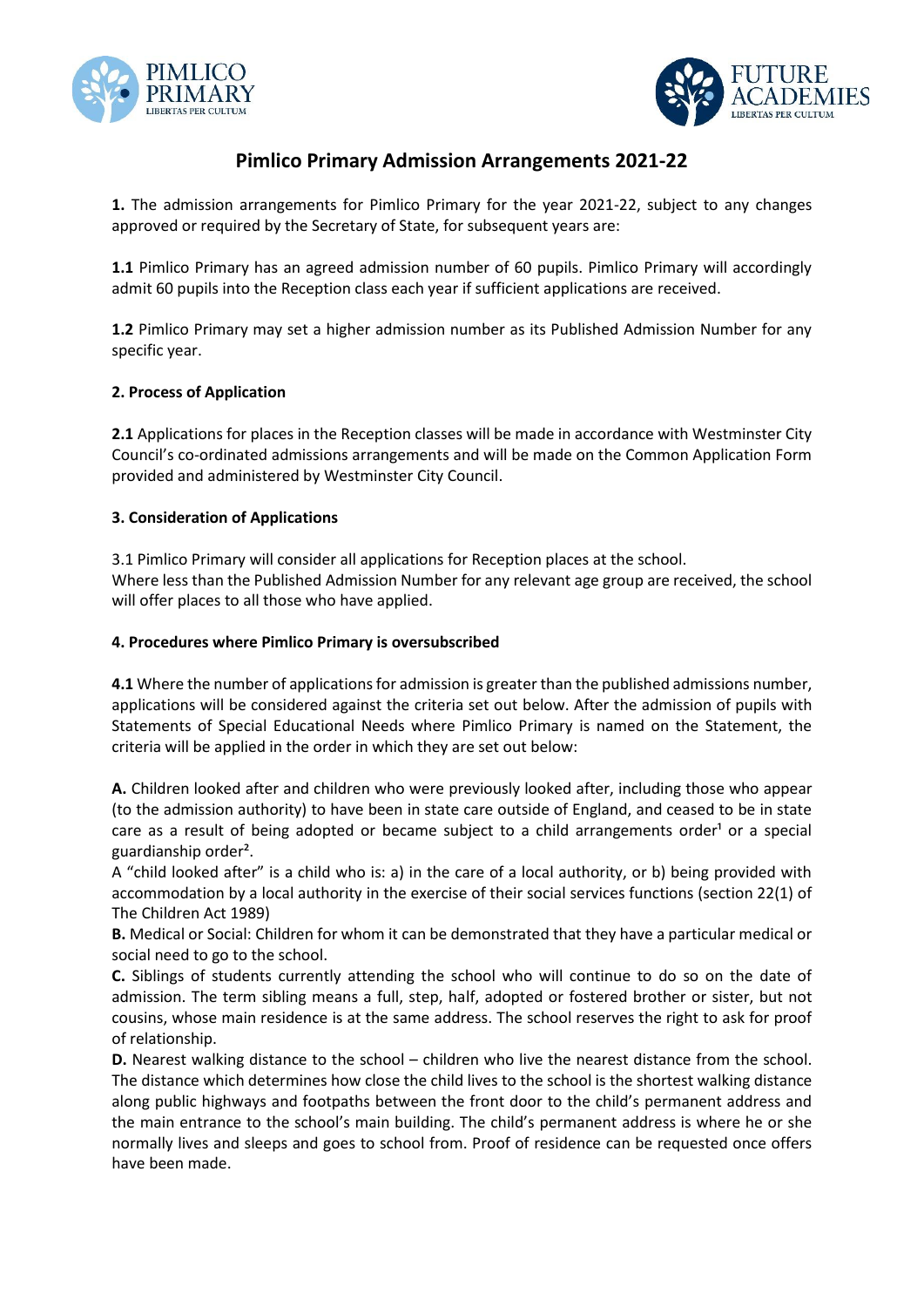# Pimlico Primary Admission Arrangements 2021-22

**1.** The admission arrangements for Pimlico Primary for the year 2021-22, subject to any changes approved or required by the Secretary of State, for subsequent years are:

**1.1** Pimlico Primary has an agreed admission number of 60 pupils. Pimlico Primary will accordingly admit 60 pupils into the Reception class each year if sufficient applications are received.

**1.2** Pimlico Primary may set a higher admission number as its Published Admission Number for any specific year.

**2. Process of Application**

**2.1** Applications for places in the Reception classes will be made in accordance with Westminster City Council's co-ordinated admissions arrangements and will be made on the Common Application Form provided and administered by Westminster City Council.

**3. Consideration of Applications**

3.1 Pimlico Primary will consider all applications for Reception places at the school.
Where less than the Published Admission Number for any relevant age group are received, the school will offer places to all those who have applied.

**4. Procedures where Pimlico Primary is oversubscribed**

**4.1** Where the number of applications for admission is greater than the published admissions number, applications will be considered against the criteria set out below. After the admission of pupils with Statements of Special Educational Needs where Pimlico Primary is named on the Statement, the criteria will be applied in the order in which they are set out below:

**A.** Children looked after and children who were previously looked after, including those who appear (to the admission authority) to have been in state care outside of England, and ceased to be in state care as a result of being adopted or became subject to a child arrangements order[1] or a special guardianship order[2].
A "child looked after" is a child who is: a) in the care of a local authority, or b) being provided with accommodation by a local authority in the exercise of their social services functions (section 22(1) of The Children Act 1989)
**B.** Medical or Social: Children for whom it can be demonstrated that they have a particular medical or social need to go to the school.
**C.** Siblings of students currently attending the school who will continue to do so on the date of admission. The term sibling means a full, step, half, adopted or fostered brother or sister, but not cousins, whose main residence is at the same address. The school reserves the right to ask for proof of relationship.
**D.** Nearest walking distance to the school – children who live the nearest distance from the school. The distance which determines how close the child lives to the school is the shortest walking distance along public highways and footpaths between the front door to the child's permanent address and the main entrance to the school's main building. The child's permanent address is where he or she normally lives and sleeps and goes to school from. Proof of residence can be requested once offers have been made.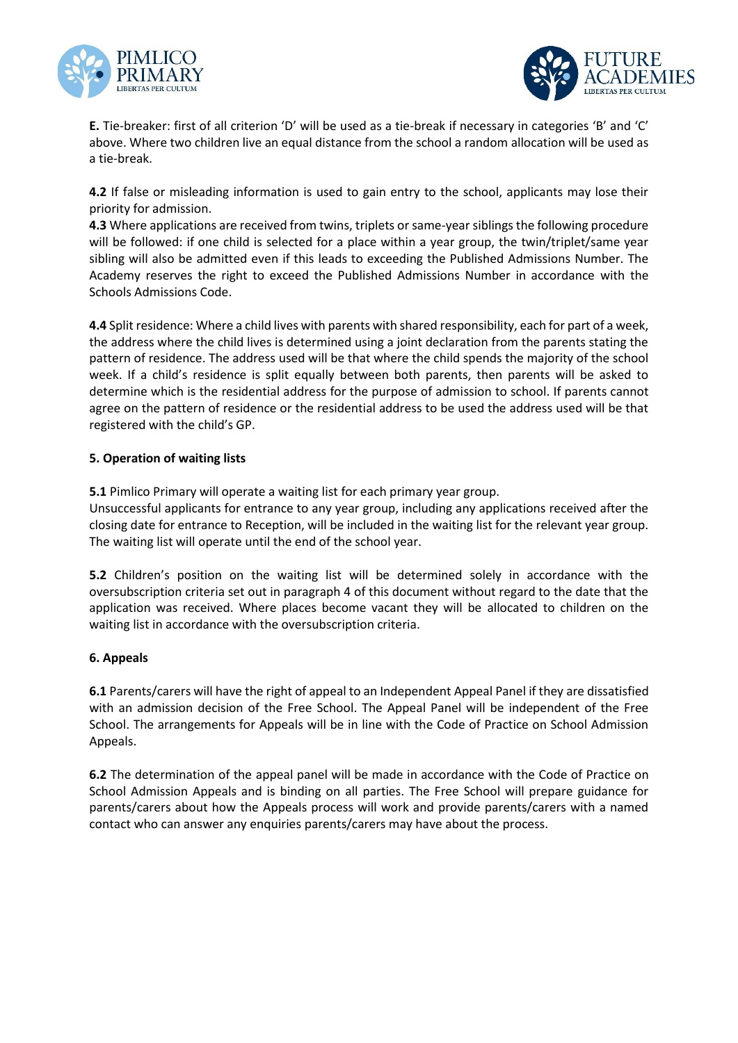**E.** Tie-breaker: first of all criterion 'D' will be used as a tie-break if necessary in categories 'B' and 'C' above. Where two children live an equal distance from the school a random allocation will be used as a tie-break.

**4.2** If false or misleading information is used to gain entry to the school, applicants may lose their priority for admission.

**4.3** Where applications are received from twins, triplets or same-year siblings the following procedure will be followed: if one child is selected for a place within a year group, the twin/triplet/same year sibling will also be admitted even if this leads to exceeding the Published Admissions Number. The Academy reserves the right to exceed the Published Admissions Number in accordance with the Schools Admissions Code.

**4.4** Split residence: Where a child lives with parents with shared responsibility, each for part of a week, the address where the child lives is determined using a joint declaration from the parents stating the pattern of residence. The address used will be that where the child spends the majority of the school week. If a child's residence is split equally between both parents, then parents will be asked to determine which is the residential address for the purpose of admission to school. If parents cannot agree on the pattern of residence or the residential address to be used the address used will be that registered with the child's GP.

## 5. Operation of waiting lists

**5.1** Pimlico Primary will operate a waiting list for each primary year group.
Unsuccessful applicants for entrance to any year group, including any applications received after the closing date for entrance to Reception, will be included in the waiting list for the relevant year group. The waiting list will operate until the end of the school year.

**5.2** Children's position on the waiting list will be determined solely in accordance with the oversubscription criteria set out in paragraph 4 of this document without regard to the date that the application was received. Where places become vacant they will be allocated to children on the waiting list in accordance with the oversubscription criteria.

## 6. Appeals

**6.1** Parents/carers will have the right of appeal to an Independent Appeal Panel if they are dissatisfied with an admission decision of the Free School. The Appeal Panel will be independent of the Free School. The arrangements for Appeals will be in line with the Code of Practice on School Admission Appeals.

**6.2** The determination of the appeal panel will be made in accordance with the Code of Practice on School Admission Appeals and is binding on all parties. The Free School will prepare guidance for parents/carers about how the Appeals process will work and provide parents/carers with a named contact who can answer any enquiries parents/carers may have about the process.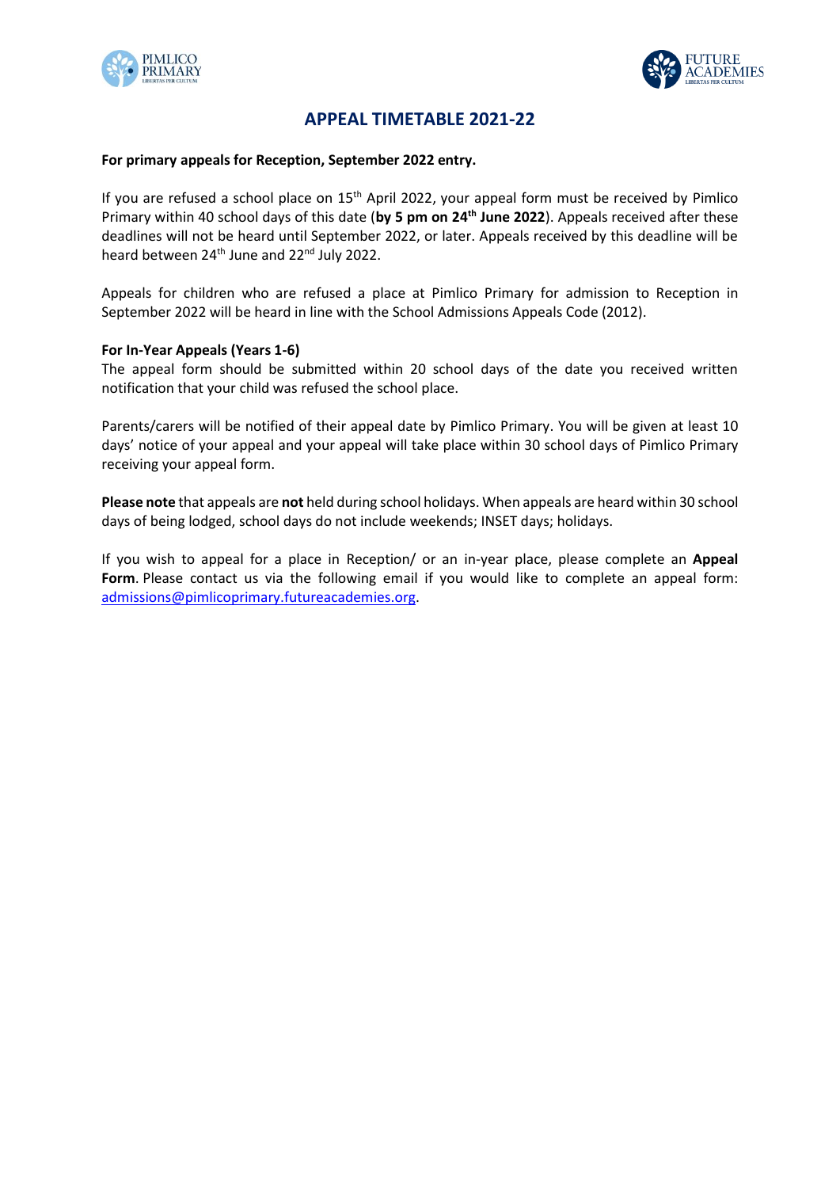# APPEAL TIMETABLE 2021-22

**For primary appeals for Reception, September 2022 entry.**

If you are refused a school place on 15th April 2022, your appeal form must be received by Pimlico Primary within 40 school days of this date (**by 5 pm on 24th June 2022**). Appeals received after these deadlines will not be heard until September 2022, or later. Appeals received by this deadline will be heard between 24th June and 22nd July 2022.

Appeals for children who are refused a place at Pimlico Primary for admission to Reception in September 2022 will be heard in line with the School Admissions Appeals Code (2012).

**For In-Year Appeals (Years 1-6)**

The appeal form should be submitted within 20 school days of the date you received written notification that your child was refused the school place.

Parents/carers will be notified of their appeal date by Pimlico Primary. You will be given at least 10 days' notice of your appeal and your appeal will take place within 30 school days of Pimlico Primary receiving your appeal form.

**Please note** that appeals are **not** held during school holidays. When appeals are heard within 30 school days of being lodged, school days do not include weekends; INSET days; holidays.

If you wish to appeal for a place in Reception/ or an in-year place, please complete an **Appeal Form**. Please contact us via the following email if you would like to complete an appeal form: admissions@pimlicoprimary.futureacademies.org.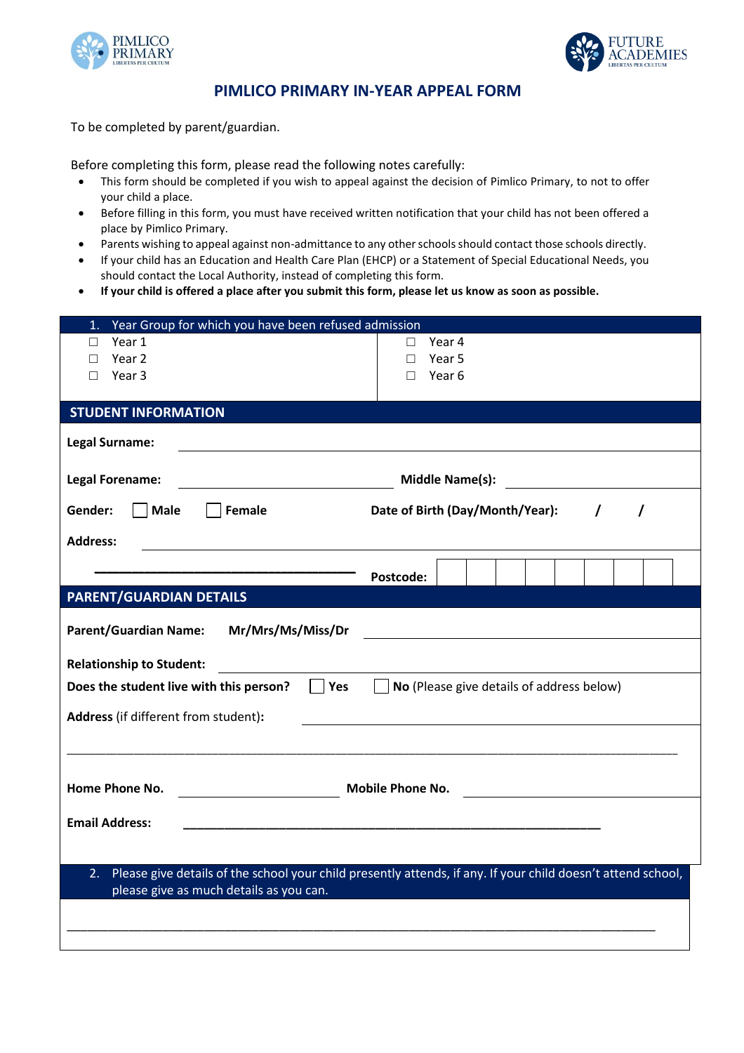# PIMLICO PRIMARY IN-YEAR APPEAL FORM

To be completed by parent/guardian.

Before completing this form, please read the following notes carefully:

- This form should be completed if you wish to appeal against the decision of Pimlico Primary, to not to offer your child a place.
- Before filling in this form, you must have received written notification that your child has not been offered a place by Pimlico Primary.
- Parents wishing to appeal against non-admittance to any other schools should contact those schools directly.
- If your child has an Education and Health Care Plan (EHCP) or a Statement of Special Educational Needs, you should contact the Local Authority, instead of completing this form.
- **If your child is offered a place after you submit this form, please let us know as soon as possible.**

1. Year Group for which you have been refused admission

| | |
|---|---|
| ☐ Year 1 | ☐ Year 4 |
| ☐ Year 2 | ☐ Year 5 |
| ☐ Year 3 | ☐ Year 6 |

## STUDENT INFORMATION

**Legal Surname:** ______________________________

**Legal Forename:** ______________________ **Middle Name(s):** ______________________

**Gender:** ☐ **Male** ☐ **Female** **Date of Birth (Day/Month/Year):** / /

**Address:** ______________________________

______________________________ **Postcode:** | | | | | | | | |

## PARENT/GUARDIAN DETAILS

**Parent/Guardian Name:** **Mr/Mrs/Ms/Miss/Dr** ______________________________

**Relationship to Student:** ______________________________

**Does the student live with this person?** ☐ **Yes** ☐ **No** (Please give details of address below)

**Address** (if different from student)**:** ______________________________

______________________________

**Home Phone No.** ______________________ **Mobile Phone No.** ______________________

**Email Address:** ______________________________

2. Please give details of the school your child presently attends, if any. If your child doesn't attend school, please give as much details as you can.

______________________________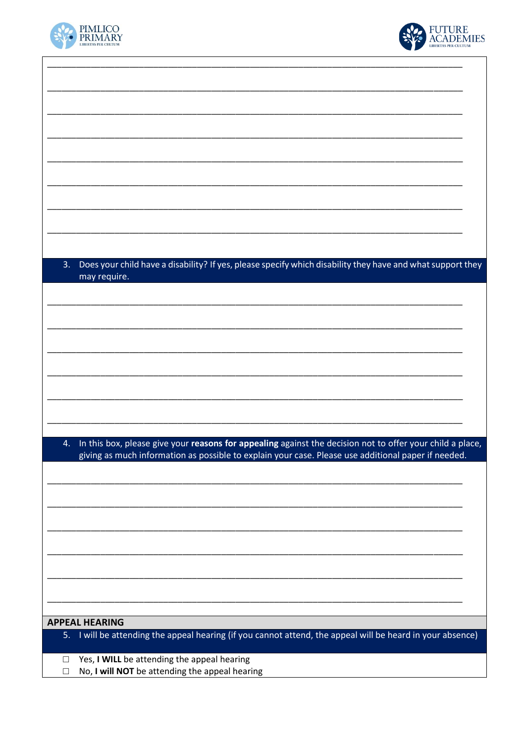________________________________________________________________________________

________________________________________________________________________________

________________________________________________________________________________

________________________________________________________________________________

________________________________________________________________________________

________________________________________________________________________________

________________________________________________________________________________

________________________________________________________________________________

3. Does your child have a disability? If yes, please specify which disability they have and what support they may require.

________________________________________________________________________________

________________________________________________________________________________

________________________________________________________________________________

________________________________________________________________________________

________________________________________________________________________________

________________________________________________________________________________

4. In this box, please give your **reasons for appealing** against the decision not to offer your child a place, giving as much information as possible to explain your case. Please use additional paper if needed.

________________________________________________________________________________

________________________________________________________________________________

________________________________________________________________________________

________________________________________________________________________________

________________________________________________________________________________

________________________________________________________________________________

## APPEAL HEARING

5. I will be attending the appeal hearing (if you cannot attend, the appeal will be heard in your absence)

☐ Yes, **I WILL** be attending the appeal hearing

☐ No, **I will NOT** be attending the appeal hearing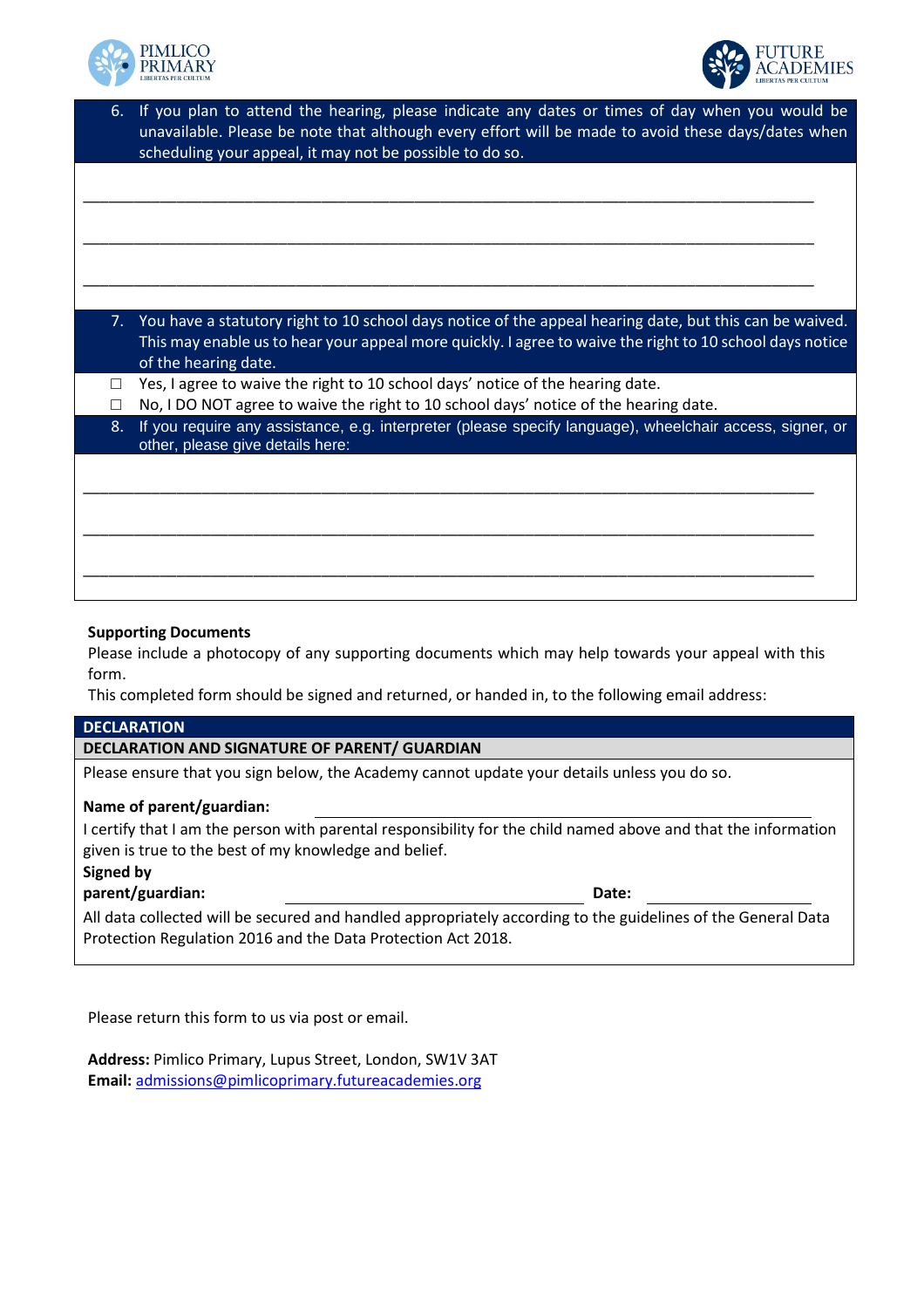6. If you plan to attend the hearing, please indicate any dates or times of day when you would be unavailable. Please be note that although every effort will be made to avoid these days/dates when scheduling your appeal, it may not be possible to do so.

\_\_\_\_\_\_\_\_\_\_\_\_\_\_\_\_\_\_\_\_\_\_\_\_\_\_\_\_\_\_\_\_\_\_\_\_\_\_\_\_\_\_\_\_\_\_\_\_\_\_\_\_\_\_\_\_\_\_\_\_\_\_\_\_\_\_\_\_\_\_\_\_\_\_\_\_\_\_

\_\_\_\_\_\_\_\_\_\_\_\_\_\_\_\_\_\_\_\_\_\_\_\_\_\_\_\_\_\_\_\_\_\_\_\_\_\_\_\_\_\_\_\_\_\_\_\_\_\_\_\_\_\_\_\_\_\_\_\_\_\_\_\_\_\_\_\_\_\_\_\_\_\_\_\_\_\_

\_\_\_\_\_\_\_\_\_\_\_\_\_\_\_\_\_\_\_\_\_\_\_\_\_\_\_\_\_\_\_\_\_\_\_\_\_\_\_\_\_\_\_\_\_\_\_\_\_\_\_\_\_\_\_\_\_\_\_\_\_\_\_\_\_\_\_\_\_\_\_\_\_\_\_\_\_\_

7. You have a statutory right to 10 school days notice of the appeal hearing date, but this can be waived. This may enable us to hear your appeal more quickly. I agree to waive the right to 10 school days notice of the hearing date.

☐ Yes, I agree to waive the right to 10 school days' notice of the hearing date.

☐ No, I DO NOT agree to waive the right to 10 school days' notice of the hearing date.

8. If you require any assistance, e.g. interpreter (please specify language), wheelchair access, signer, or other, please give details here:

\_\_\_\_\_\_\_\_\_\_\_\_\_\_\_\_\_\_\_\_\_\_\_\_\_\_\_\_\_\_\_\_\_\_\_\_\_\_\_\_\_\_\_\_\_\_\_\_\_\_\_\_\_\_\_\_\_\_\_\_\_\_\_\_\_\_\_\_\_\_\_\_\_\_\_\_\_\_

\_\_\_\_\_\_\_\_\_\_\_\_\_\_\_\_\_\_\_\_\_\_\_\_\_\_\_\_\_\_\_\_\_\_\_\_\_\_\_\_\_\_\_\_\_\_\_\_\_\_\_\_\_\_\_\_\_\_\_\_\_\_\_\_\_\_\_\_\_\_\_\_\_\_\_\_\_\_

\_\_\_\_\_\_\_\_\_\_\_\_\_\_\_\_\_\_\_\_\_\_\_\_\_\_\_\_\_\_\_\_\_\_\_\_\_\_\_\_\_\_\_\_\_\_\_\_\_\_\_\_\_\_\_\_\_\_\_\_\_\_\_\_\_\_\_\_\_\_\_\_\_\_\_\_\_\_

**Supporting Documents**

Please include a photocopy of any supporting documents which may help towards your appeal with this form.

This completed form should be signed and returned, or handed in, to the following email address:

## DECLARATION

**DECLARATION AND SIGNATURE OF PARENT/ GUARDIAN**

Please ensure that you sign below, the Academy cannot update your details unless you do so.

**Name of parent/guardian:** \_\_\_\_\_\_\_\_\_\_\_\_\_\_\_\_\_\_\_\_\_\_\_\_\_\_\_\_\_\_\_\_\_\_\_\_\_\_\_\_

I certify that I am the person with parental responsibility for the child named above and that the information given is true to the best of my knowledge and belief.

**Signed by parent/guardian:** \_\_\_\_\_\_\_\_\_\_\_\_\_\_\_\_\_\_\_\_\_\_\_\_\_\_\_\_\_\_ **Date:** \_\_\_\_\_\_\_\_\_\_\_\_\_\_\_\_

All data collected will be secured and handled appropriately according to the guidelines of the General Data Protection Regulation 2016 and the Data Protection Act 2018.

Please return this form to us via post or email.

**Address:** Pimlico Primary, Lupus Street, London, SW1V 3AT

**Email:** admissions@pimlicoprimary.futureacademies.org